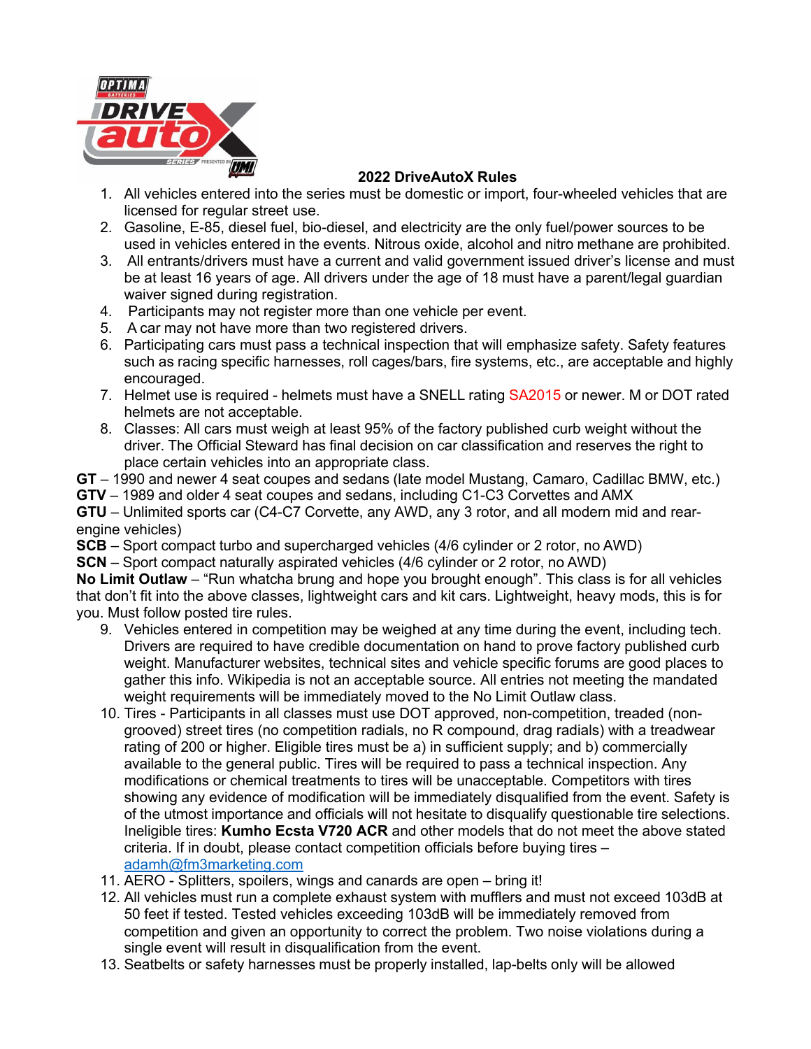## 2022 DriveAutoX Rules

1. All vehicles entered into the series must be domestic or import, four-wheeled vehicles that are licensed for regular street use.
2. Gasoline, E-85, diesel fuel, bio-diesel, and electricity are the only fuel/power sources to be used in vehicles entered in the events. Nitrous oxide, alcohol and nitro methane are prohibited.
3. All entrants/drivers must have a current and valid government issued driver's license and must be at least 16 years of age. All drivers under the age of 18 must have a parent/legal guardian waiver signed during registration.
4. Participants may not register more than one vehicle per event.
5. A car may not have more than two registered drivers.
6. Participating cars must pass a technical inspection that will emphasize safety. Safety features such as racing specific harnesses, roll cages/bars, fire systems, etc., are acceptable and highly encouraged.
7. Helmet use is required - helmets must have a SNELL rating SA2015 or newer. M or DOT rated helmets are not acceptable.
8. Classes: All cars must weigh at least 95% of the factory published curb weight without the driver. The Official Steward has final decision on car classification and reserves the right to place certain vehicles into an appropriate class.

**GT** – 1990 and newer 4 seat coupes and sedans (late model Mustang, Camaro, Cadillac BMW, etc.)
**GTV** – 1989 and older 4 seat coupes and sedans, including C1-C3 Corvettes and AMX
**GTU** – Unlimited sports car (C4-C7 Corvette, any AWD, any 3 rotor, and all modern mid and rear-engine vehicles)
**SCB** – Sport compact turbo and supercharged vehicles (4/6 cylinder or 2 rotor, no AWD)
**SCN** – Sport compact naturally aspirated vehicles (4/6 cylinder or 2 rotor, no AWD)
**No Limit Outlaw** – "Run whatcha brung and hope you brought enough". This class is for all vehicles that don't fit into the above classes, lightweight cars and kit cars. Lightweight, heavy mods, this is for you. Must follow posted tire rules.

9. Vehicles entered in competition may be weighed at any time during the event, including tech. Drivers are required to have credible documentation on hand to prove factory published curb weight. Manufacturer websites, technical sites and vehicle specific forums are good places to gather this info. Wikipedia is not an acceptable source. All entries not meeting the mandated weight requirements will be immediately moved to the No Limit Outlaw class.
10. Tires - Participants in all classes must use DOT approved, non-competition, treaded (non-grooved) street tires (no competition radials, no R compound, drag radials) with a treadwear rating of 200 or higher. Eligible tires must be a) in sufficient supply; and b) commercially available to the general public. Tires will be required to pass a technical inspection. Any modifications or chemical treatments to tires will be unacceptable. Competitors with tires showing any evidence of modification will be immediately disqualified from the event. Safety is of the utmost importance and officials will not hesitate to disqualify questionable tire selections. Ineligible tires: **Kumho Ecsta V720 ACR** and other models that do not meet the above stated criteria. If in doubt, please contact competition officials before buying tires – adamh@fm3marketing.com
11. AERO - Splitters, spoilers, wings and canards are open – bring it!
12. All vehicles must run a complete exhaust system with mufflers and must not exceed 103dB at 50 feet if tested. Tested vehicles exceeding 103dB will be immediately removed from competition and given an opportunity to correct the problem. Two noise violations during a single event will result in disqualification from the event.
13. Seatbelts or safety harnesses must be properly installed, lap-belts only will be allowed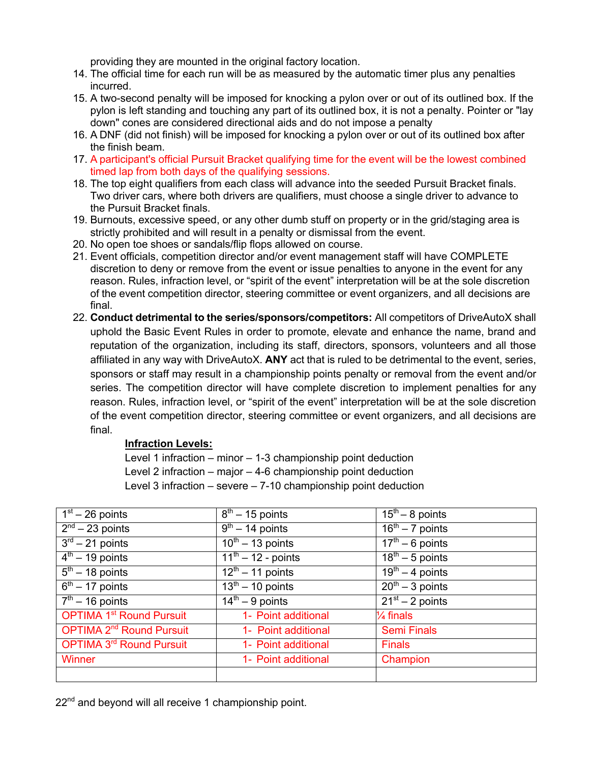providing they are mounted in the original factory location.

14. The official time for each run will be as measured by the automatic timer plus any penalties incurred.
15. A two-second penalty will be imposed for knocking a pylon over or out of its outlined box. If the pylon is left standing and touching any part of its outlined box, it is not a penalty. Pointer or "lay down" cones are considered directional aids and do not impose a penalty
16. A DNF (did not finish) will be imposed for knocking a pylon over or out of its outlined box after the finish beam.
17. A participant's official Pursuit Bracket qualifying time for the event will be the lowest combined timed lap from both days of the qualifying sessions.
18. The top eight qualifiers from each class will advance into the seeded Pursuit Bracket finals. Two driver cars, where both drivers are qualifiers, must choose a single driver to advance to the Pursuit Bracket finals.
19. Burnouts, excessive speed, or any other dumb stuff on property or in the grid/staging area is strictly prohibited and will result in a penalty or dismissal from the event.
20. No open toe shoes or sandals/flip flops allowed on course.
21. Event officials, competition director and/or event management staff will have COMPLETE discretion to deny or remove from the event or issue penalties to anyone in the event for any reason. Rules, infraction level, or "spirit of the event" interpretation will be at the sole discretion of the event competition director, steering committee or event organizers, and all decisions are final.
22. **Conduct detrimental to the series/sponsors/competitors:** All competitors of DriveAutoX shall uphold the Basic Event Rules in order to promote, elevate and enhance the name, brand and reputation of the organization, including its staff, directors, sponsors, volunteers and all those affiliated in any way with DriveAutoX. **ANY** act that is ruled to be detrimental to the event, series, sponsors or staff may result in a championship points penalty or removal from the event and/or series. The competition director will have complete discretion to implement penalties for any reason. Rules, infraction level, or "spirit of the event" interpretation will be at the sole discretion of the event competition director, steering committee or event organizers, and all decisions are final.

**Infraction Levels:**

Level 1 infraction – minor – 1-3 championship point deduction
Level 2 infraction – major – 4-6 championship point deduction
Level 3 infraction – severe – 7-10 championship point deduction

| 1st – 26 points | 8th – 15 points | 15th – 8 points |
|---|---|---|
| 2nd – 23 points | 9th – 14 points | 16th – 7 points |
| 3rd – 21 points | 10th – 13 points | 17th – 6 points |
| 4th – 19 points | 11th – 12 - points | 18th – 5 points |
| 5th – 18 points | 12th – 11 points | 19th – 4 points |
| 6th – 17 points | 13th – 10 points | 20th – 3 points |
| 7th – 16 points | 14th – 9 points | 21st – 2 points |
| OPTIMA 1st Round Pursuit | 1- Point additional | ¼ finals |
| OPTIMA 2nd Round Pursuit | 1- Point additional | Semi Finals |
| OPTIMA 3rd Round Pursuit | 1- Point additional | Finals |
| Winner | 1- Point additional | Champion |
| | | |

22nd and beyond will all receive 1 championship point.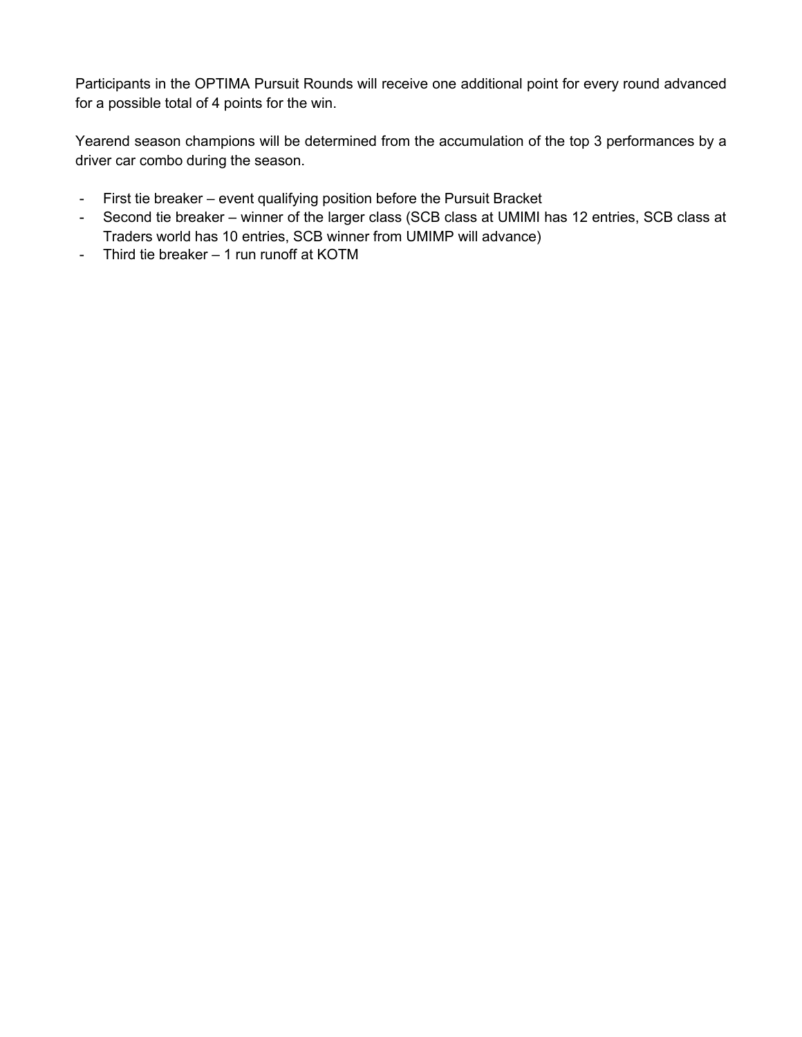Participants in the OPTIMA Pursuit Rounds will receive one additional point for every round advanced for a possible total of 4 points for the win.

Yearend season champions will be determined from the accumulation of the top 3 performances by a driver car combo during the season.

- First tie breaker – event qualifying position before the Pursuit Bracket
- Second tie breaker – winner of the larger class (SCB class at UMIMI has 12 entries, SCB class at Traders world has 10 entries, SCB winner from UMIMP will advance)
- Third tie breaker – 1 run runoff at KOTM